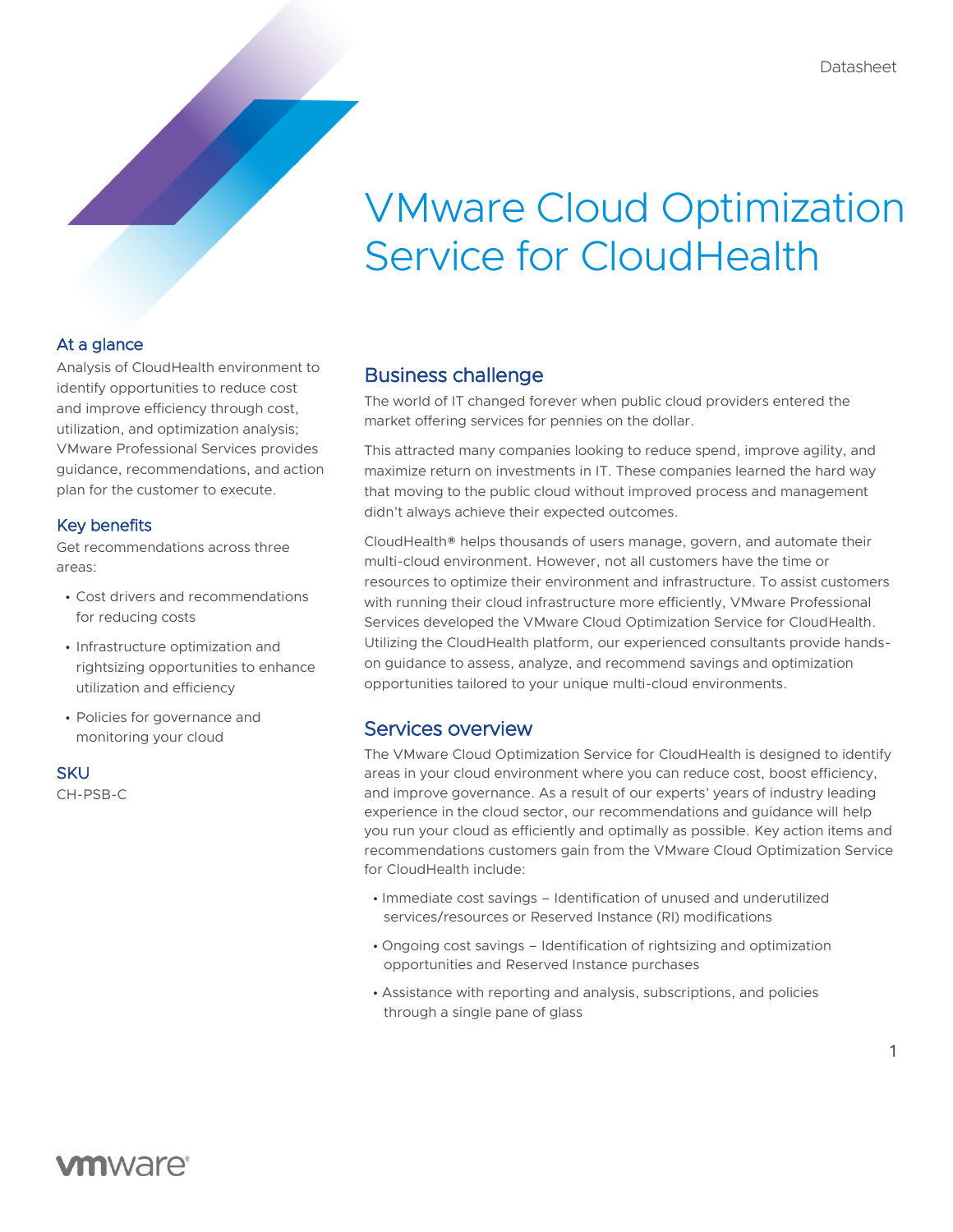Datasheet

# VMware Cloud Optimization Service for CloudHealth

## At a glance

Analysis of CloudHealth environment to identify opportunities to reduce cost and improve efficiency through cost, utilization, and optimization analysis; VMware Professional Services provides guidance, recommendations, and action plan for the customer to execute.

## Key benefits

Get recommendations across three areas:

- Cost drivers and recommendations for reducing costs
- Infrastructure optimization and rightsizing opportunities to enhance utilization and efficiency
- Policies for governance and monitoring your cloud

## SKU

CH-PSB-C

## Business challenge

The world of IT changed forever when public cloud providers entered the market offering services for pennies on the dollar.

This attracted many companies looking to reduce spend, improve agility, and maximize return on investments in IT. These companies learned the hard way that moving to the public cloud without improved process and management didn't always achieve their expected outcomes.

CloudHealth® helps thousands of users manage, govern, and automate their multi-cloud environment. However, not all customers have the time or resources to optimize their environment and infrastructure. To assist customers with running their cloud infrastructure more efficiently, VMware Professional Services developed the VMware Cloud Optimization Service for CloudHealth. Utilizing the CloudHealth platform, our experienced consultants provide hands-on guidance to assess, analyze, and recommend savings and optimization opportunities tailored to your unique multi-cloud environments.

## Services overview

The VMware Cloud Optimization Service for CloudHealth is designed to identify areas in your cloud environment where you can reduce cost, boost efficiency, and improve governance. As a result of our experts' years of industry leading experience in the cloud sector, our recommendations and guidance will help you run your cloud as efficiently and optimally as possible. Key action items and recommendations customers gain from the VMware Cloud Optimization Service for CloudHealth include:

- Immediate cost savings – Identification of unused and underutilized services/resources or Reserved Instance (RI) modifications
- Ongoing cost savings – Identification of rightsizing and optimization opportunities and Reserved Instance purchases
- Assistance with reporting and analysis, subscriptions, and policies through a single pane of glass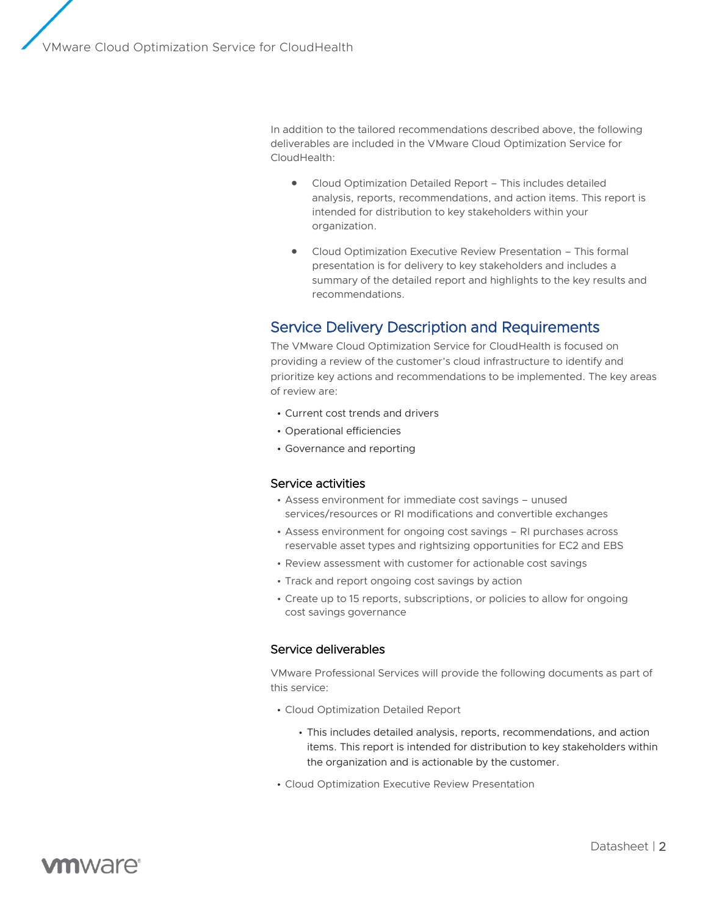In addition to the tailored recommendations described above, the following deliverables are included in the VMware Cloud Optimization Service for CloudHealth:

- Cloud Optimization Detailed Report – This includes detailed analysis, reports, recommendations, and action items. This report is intended for distribution to key stakeholders within your organization.
- Cloud Optimization Executive Review Presentation – This formal presentation is for delivery to key stakeholders and includes a summary of the detailed report and highlights to the key results and recommendations.

## Service Delivery Description and Requirements

The VMware Cloud Optimization Service for CloudHealth is focused on providing a review of the customer's cloud infrastructure to identify and prioritize key actions and recommendations to be implemented. The key areas of review are:

- Current cost trends and drivers
- Operational efficiencies
- Governance and reporting

### Service activities

- Assess environment for immediate cost savings – unused services/resources or RI modifications and convertible exchanges
- Assess environment for ongoing cost savings – RI purchases across reservable asset types and rightsizing opportunities for EC2 and EBS
- Review assessment with customer for actionable cost savings
- Track and report ongoing cost savings by action
- Create up to 15 reports, subscriptions, or policies to allow for ongoing cost savings governance

### Service deliverables

VMware Professional Services will provide the following documents as part of this service:

- Cloud Optimization Detailed Report
  - This includes detailed analysis, reports, recommendations, and action items. This report is intended for distribution to key stakeholders within the organization and is actionable by the customer.
- Cloud Optimization Executive Review Presentation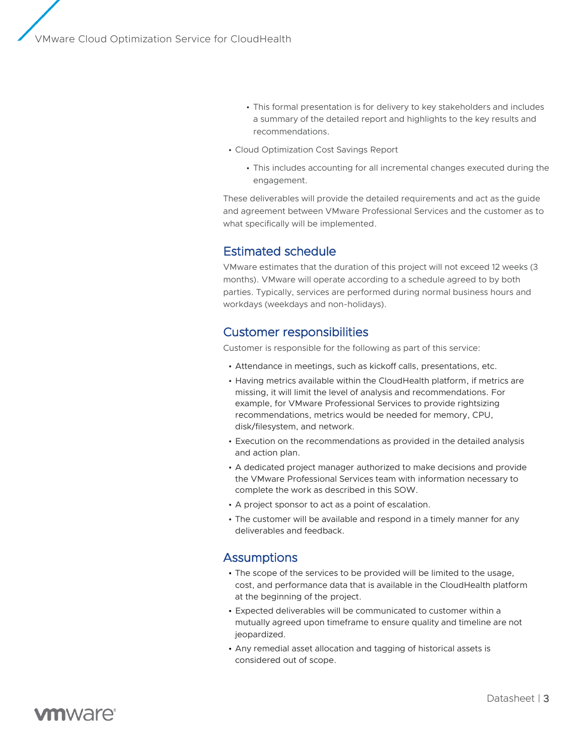- This formal presentation is for delivery to key stakeholders and includes a summary of the detailed report and highlights to the key results and recommendations.
- Cloud Optimization Cost Savings Report
    - This includes accounting for all incremental changes executed during the engagement.

These deliverables will provide the detailed requirements and act as the guide and agreement between VMware Professional Services and the customer as to what specifically will be implemented.

## Estimated schedule

VMware estimates that the duration of this project will not exceed 12 weeks (3 months). VMware will operate according to a schedule agreed to by both parties. Typically, services are performed during normal business hours and workdays (weekdays and non-holidays).

## Customer responsibilities

Customer is responsible for the following as part of this service:

- Attendance in meetings, such as kickoff calls, presentations, etc.
- Having metrics available within the CloudHealth platform, if metrics are missing, it will limit the level of analysis and recommendations. For example, for VMware Professional Services to provide rightsizing recommendations, metrics would be needed for memory, CPU, disk/filesystem, and network.
- Execution on the recommendations as provided in the detailed analysis and action plan.
- A dedicated project manager authorized to make decisions and provide the VMware Professional Services team with information necessary to complete the work as described in this SOW.
- A project sponsor to act as a point of escalation.
- The customer will be available and respond in a timely manner for any deliverables and feedback.

## Assumptions

- The scope of the services to be provided will be limited to the usage, cost, and performance data that is available in the CloudHealth platform at the beginning of the project.
- Expected deliverables will be communicated to customer within a mutually agreed upon timeframe to ensure quality and timeline are not jeopardized.
- Any remedial asset allocation and tagging of historical assets is considered out of scope.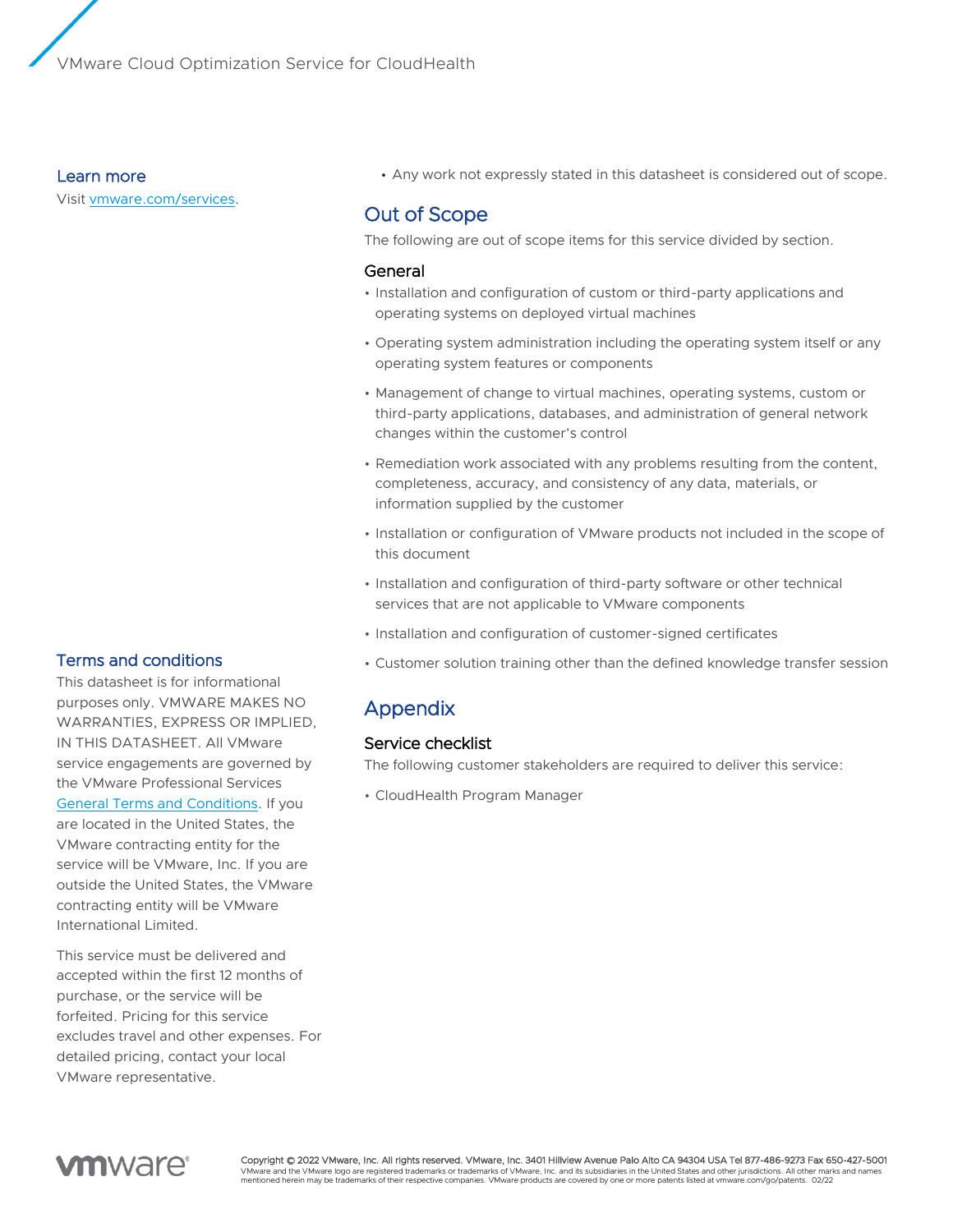## Learn more

Visit [vmware.com/services](vmware.com/services).

## Terms and conditions

This datasheet is for informational purposes only. VMWARE MAKES NO WARRANTIES, EXPRESS OR IMPLIED, IN THIS DATASHEET. All VMware service engagements are governed by the VMware Professional Services General Terms and Conditions. If you are located in the United States, the VMware contracting entity for the service will be VMware, Inc. If you are outside the United States, the VMware contracting entity will be VMware International Limited.

This service must be delivered and accepted within the first 12 months of purchase, or the service will be forfeited. Pricing for this service excludes travel and other expenses. For detailed pricing, contact your local VMware representative.

- Any work not expressly stated in this datasheet is considered out of scope.

## Out of Scope

The following are out of scope items for this service divided by section.

### General

- Installation and configuration of custom or third-party applications and operating systems on deployed virtual machines
- Operating system administration including the operating system itself or any operating system features or components
- Management of change to virtual machines, operating systems, custom or third-party applications, databases, and administration of general network changes within the customer's control
- Remediation work associated with any problems resulting from the content, completeness, accuracy, and consistency of any data, materials, or information supplied by the customer
- Installation or configuration of VMware products not included in the scope of this document
- Installation and configuration of third-party software or other technical services that are not applicable to VMware components
- Installation and configuration of customer-signed certificates
- Customer solution training other than the defined knowledge transfer session

## Appendix

### Service checklist

The following customer stakeholders are required to deliver this service:

- CloudHealth Program Manager

Copyright © 2022 VMware, Inc. All rights reserved. VMware, Inc. 3401 Hillview Avenue Palo Alto CA 94304 USA Tel 877-486-9273 Fax 650-427-5001 VMware and the VMware logo are registered trademarks or trademarks of VMware, Inc. and its subsidiaries in the United States and other jurisdictions. All other marks and names mentioned herein may be trademarks of their respective companies. VMware products are covered by one or more patents listed at vmware.com/go/patents. 02/22